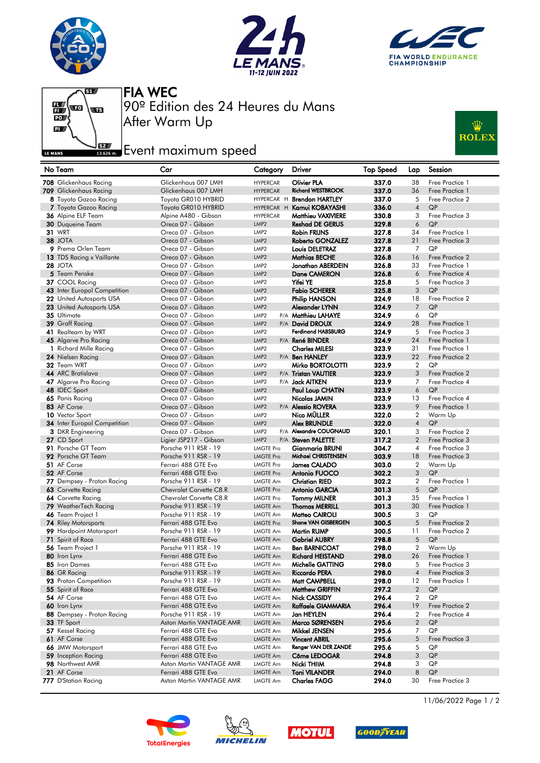# FIA WEC

## 90º Edition des 24 Heures du Mans

## After Warm Up

## Event maximum speed

| No | Team | Car | Category | | Driver | Top Speed | Lap | Session |
|---|---|---|---|---|---|---|---|---|
| 708 | Glickenhaus Racing | Glickenhaus 007 LMH | HYPERCAR | | Olivier PLA | 337.0 | 38 | Free Practice 1 |
| 709 | Glickenhaus Racing | Glickenhaus 007 LMH | HYPERCAR | | Richard WESTBROOK | 337.0 | 36 | Free Practice 1 |
| 8 | Toyota Gazoo Racing | Toyota GR010 HYBRID | HYPERCAR | H | Brendon HARTLEY | 337.0 | 5 | Free Practice 2 |
| 7 | Toyota Gazoo Racing | Toyota GR010 HYBRID | HYPERCAR | H | Kamui KOBAYASHI | 336.0 | 4 | QP |
| 36 | Alpine ELF Team | Alpine A480 - Gibson | HYPERCAR | | Matthieu VAXIVIERE | 330.8 | 3 | Free Practice 3 |
| 30 | Duqueine Team | Oreca 07 - Gibson | LMP2 | | Reshad DE GERUS | 329.8 | 6 | QP |
| 31 | WRT | Oreca 07 - Gibson | LMP2 | | Robin FRIJNS | 327.8 | 34 | Free Practice 1 |
| 38 | JOTA | Oreca 07 - Gibson | LMP2 | | Roberto GONZALEZ | 327.8 | 21 | Free Practice 3 |
| 9 | Prema Orlen Team | Oreca 07 - Gibson | LMP2 | | Louis DELETRAZ | 327.8 | 7 | QP |
| 13 | TDS Racing x Vaillante | Oreca 07 - Gibson | LMP2 | | Mathias BECHE | 326.8 | 16 | Free Practice 2 |
| 28 | JOTA | Oreca 07 - Gibson | LMP2 | | Jonathan ABERDEIN | 326.8 | 33 | Free Practice 1 |
| 5 | Team Penske | Oreca 07 - Gibson | LMP2 | | Dane CAMERON | 326.8 | 6 | Free Practice 4 |
| 37 | COOL Racing | Oreca 07 - Gibson | LMP2 | | Yifei YE | 325.8 | 5 | Free Practice 3 |
| 43 | Inter Europol Competition | Oreca 07 - Gibson | LMP2 | | Fabio SCHERER | 325.8 | 3 | QP |
| 22 | United Autosports USA | Oreca 07 - Gibson | LMP2 | | Philip HANSON | 324.9 | 18 | Free Practice 2 |
| 23 | United Autosports USA | Oreca 07 - Gibson | LMP2 | | Alexander LYNN | 324.9 | 7 | QP |
| 35 | Ultimate | Oreca 07 - Gibson | LMP2 | P/A | Matthieu LAHAYE | 324.9 | 6 | QP |
| 39 | Graff Racing | Oreca 07 - Gibson | LMP2 | P/A | David DROUX | 324.9 | 28 | Free Practice 1 |
| 41 | Realteam by WRT | Oreca 07 - Gibson | LMP2 | | Ferdinand HABSBURG | 324.9 | 5 | Free Practice 3 |
| 45 | Algarve Pro Racing | Oreca 07 - Gibson | LMP2 | P/A | René BINDER | 324.9 | 24 | Free Practice 1 |
| 1 | Richard Mille Racing | Oreca 07 - Gibson | LMP2 | | Charles MILESI | 323.9 | 31 | Free Practice 1 |
| 24 | Nielsen Racing | Oreca 07 - Gibson | LMP2 | P/A | Ben HANLEY | 323.9 | 22 | Free Practice 2 |
| 32 | Team WRT | Oreca 07 - Gibson | LMP2 | | Mirko BORTOLOTTI | 323.9 | 2 | QP |
| 44 | ARC Bratislava | Oreca 07 - Gibson | LMP2 | P/A | Tristan VAUTIER | 323.9 | 3 | Free Practice 2 |
| 47 | Algarve Pro Racing | Oreca 07 - Gibson | LMP2 | P/A | Jack AITKEN | 323.9 | 7 | Free Practice 4 |
| 48 | IDEC Sport | Oreca 07 - Gibson | LMP2 | | Paul Loup CHATIN | 323.9 | 6 | QP |
| 65 | Panis Racing | Oreca 07 - Gibson | LMP2 | | Nicolas JAMIN | 323.9 | 13 | Free Practice 4 |
| 83 | AF Corse | Oreca 07 - Gibson | LMP2 | P/A | Alessio ROVERA | 323.9 | 9 | Free Practice 1 |
| 10 | Vector Sport | Oreca 07 - Gibson | LMP2 | | Nico MÜLLER | 322.0 | 2 | Warm Up |
| 34 | Inter Europol Competition | Oreca 07 - Gibson | LMP2 | | Alex BRUNDLE | 322.0 | 4 | QP |
| 3 | DKR Engineering | Oreca 07 - Gibson | LMP2 | P/A | Alexandre COUGNAUD | 320.1 | 3 | Free Practice 2 |
| 27 | CD Sport | Ligier JSP217 - Gibson | LMP2 | P/A | Steven PALETTE | 317.2 | 2 | Free Practice 3 |
| 91 | Porsche GT Team | Porsche 911 RSR - 19 | LMGTE Pro | | Gianmaria BRUNI | 304.7 | 4 | Free Practice 3 |
| 92 | Porsche GT Team | Porsche 911 RSR - 19 | LMGTE Pro | | Michael CHRISTENSEN | 303.9 | 18 | Free Practice 3 |
| 51 | AF Corse | Ferrari 488 GTE Evo | LMGTE Pro | | James CALADO | 303.0 | 2 | Warm Up |
| 52 | AF Corse | Ferrari 488 GTE Evo | LMGTE Pro | | Antonio FUOCO | 302.2 | 3 | QP |
| 77 | Dempsey - Proton Racing | Porsche 911 RSR - 19 | LMGTE Am | | Christian RIED | 302.2 | 2 | Free Practice 1 |
| 63 | Corvette Racing | Chevrolet Corvette C8.R | LMGTE Pro | | Antonio GARCIA | 301.3 | 5 | QP |
| 64 | Corvette Racing | Chevrolet Corvette C8.R | LMGTE Pro | | Tommy MILNER | 301.3 | 35 | Free Practice 1 |
| 79 | WeatherTech Racing | Porsche 911 RSR - 19 | LMGTE Am | | Thomas MERRILL | 301.3 | 30 | Free Practice 1 |
| 46 | Team Project 1 | Porsche 911 RSR - 19 | LMGTE Am | | Matteo CAIROLI | 300.5 | 3 | QP |
| 74 | Riley Motorsports | Ferrari 488 GTE Evo | LMGTE Pro | | Shane VAN GISBERGEN | 300.5 | 5 | Free Practice 2 |
| 99 | Hardpoint Motorsport | Porsche 911 RSR - 19 | LMGTE Am | | Martin RUMP | 300.5 | 11 | Free Practice 2 |
| 71 | Spirit of Race | Ferrari 488 GTE Evo | LMGTE Am | | Gabriel AUBRY | 298.8 | 5 | QP |
| 56 | Team Project 1 | Porsche 911 RSR - 19 | LMGTE Am | | Ben BARNICOAT | 298.0 | 2 | Warm Up |
| 80 | Iron Lynx | Ferrari 488 GTE Evo | LMGTE Am | | Richard HEISTAND | 298.0 | 26 | Free Practice 1 |
| 85 | Iron Dames | Ferrari 488 GTE Evo | LMGTE Am | | Michelle GATTING | 298.0 | 5 | Free Practice 3 |
| 86 | GR Racing | Porsche 911 RSR - 19 | LMGTE Am | | Riccardo PERA | 298.0 | 4 | Free Practice 3 |
| 93 | Proton Competition | Porsche 911 RSR - 19 | LMGTE Am | | Matt CAMPBELL | 298.0 | 12 | Free Practice 1 |
| 55 | Spirit of Race | Ferrari 488 GTE Evo | LMGTE Am | | Matthew GRIFFIN | 297.2 | 2 | QP |
| 54 | AF Corse | Ferrari 488 GTE Evo | LMGTE Am | | Nick CASSIDY | 296.4 | 2 | QP |
| 60 | Iron Lynx | Ferrari 488 GTE Evo | LMGTE Am | | Raffaele GIAMMARIA | 296.4 | 19 | Free Practice 2 |
| 88 | Dempsey - Proton Racing | Porsche 911 RSR - 19 | LMGTE Am | | Jan HEYLEN | 296.4 | 2 | Free Practice 4 |
| 33 | TF Sport | Aston Martin VANTAGE AMR | LMGTE Am | | Marco SØRENSEN | 295.6 | 2 | QP |
| 57 | Kessel Racing | Ferrari 488 GTE Evo | LMGTE Am | | Mikkel JENSEN | 295.6 | 7 | QP |
| 61 | AF Corse | Ferrari 488 GTE Evo | LMGTE Am | | Vincent ABRIL | 295.6 | 5 | Free Practice 3 |
| 66 | JMW Motorsport | Ferrari 488 GTE Evo | LMGTE Am | | Renger VAN DER ZANDE | 295.6 | 5 | QP |
| 59 | Inception Racing | Ferrari 488 GTE Evo | LMGTE Am | | Côme LEDOGAR | 294.8 | 3 | QP |
| 98 | Northwest AMR | Aston Martin VANTAGE AMR | LMGTE Am | | Nicki THIIM | 294.8 | 3 | QP |
| 21 | AF Corse | Ferrari 488 GTE Evo | LMGTE Am | | Toni VILANDER | 294.0 | 8 | QP |
| 777 | D'Station Racing | Aston Martin VANTAGE AMR | LMGTE Am | | Charles FAGG | 294.0 | 30 | Free Practice 3 |

11/06/2022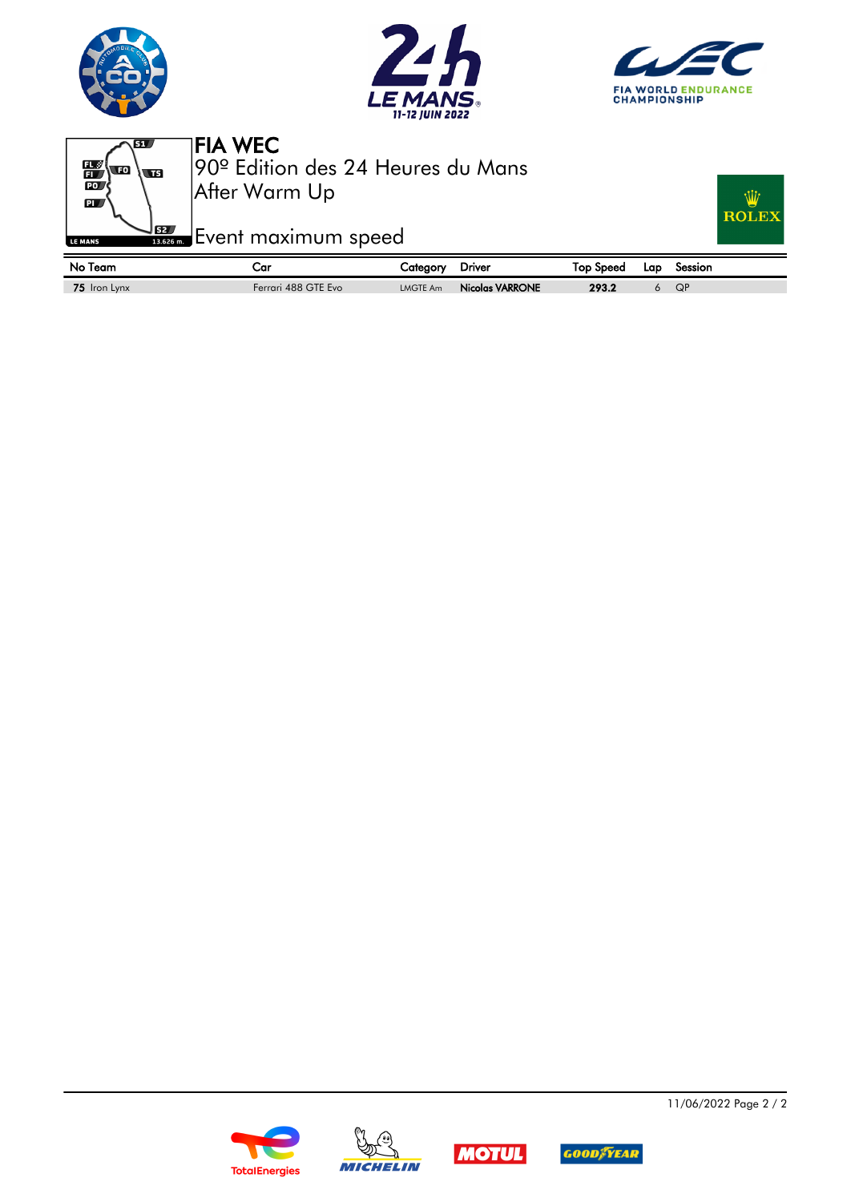# FIA WEC

90º Edition des 24 Heures du Mans

After Warm Up

## Event maximum speed

| No | Team | Car | Category | Driver | Top Speed | Lap | Session |
|---|---|---|---|---|---|---|---|
| **75** | Iron Lynx | Ferrari 488 GTE Evo | LMGTE Am | **Nicolas VARRONE** | **293.2** | 6 | QP |

11/06/2022